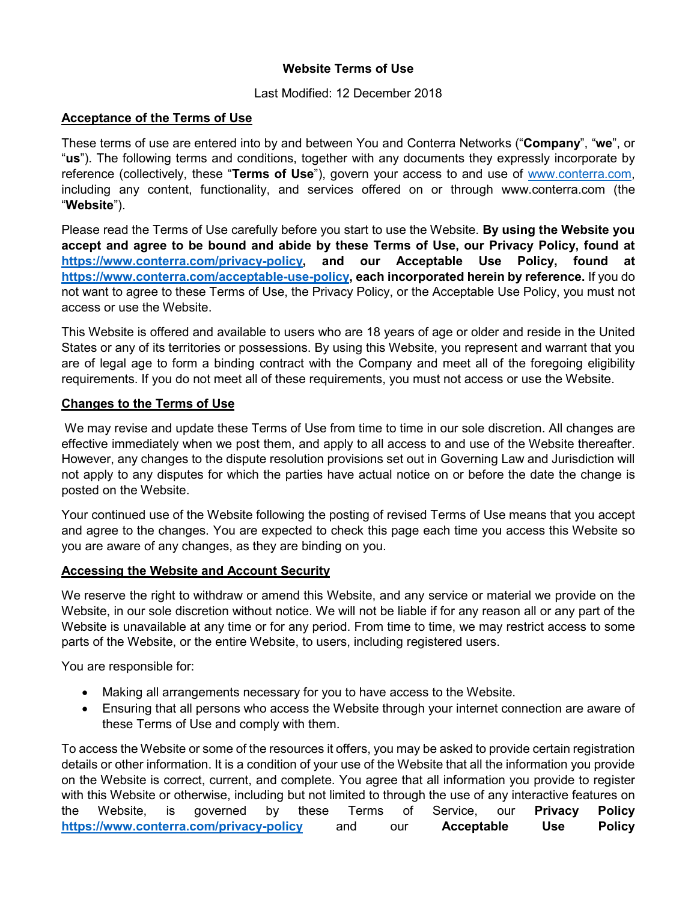# Website Terms of Use

Last Modified: 12 December 2018

## Acceptance of the Terms of Use

These terms of use are entered into by and between You and Conterra Networks ("**Company**", "**we**", or "**us**"). The following terms and conditions, together with any documents they expressly incorporate by reference (collectively, these "**Terms of Use**"), govern your access to and use of www.conterra.com, including any content, functionality, and services offered on or through www.conterra.com (the "**Website**").

Please read the Terms of Use carefully before you start to use the Website. **By using the Website you accept and agree to be bound and abide by these Terms of Use, our Privacy Policy, found at https://www.conterra.com/privacy-policy, and our Acceptable Use Policy, found at https://www.conterra.com/acceptable-use-policy, each incorporated herein by reference.** If you do not want to agree to these Terms of Use, the Privacy Policy, or the Acceptable Use Policy, you must not access or use the Website.

This Website is offered and available to users who are 18 years of age or older and reside in the United States or any of its territories or possessions. By using this Website, you represent and warrant that you are of legal age to form a binding contract with the Company and meet all of the foregoing eligibility requirements. If you do not meet all of these requirements, you must not access or use the Website.

## Changes to the Terms of Use

We may revise and update these Terms of Use from time to time in our sole discretion. All changes are effective immediately when we post them, and apply to all access to and use of the Website thereafter. However, any changes to the dispute resolution provisions set out in Governing Law and Jurisdiction will not apply to any disputes for which the parties have actual notice on or before the date the change is posted on the Website.

Your continued use of the Website following the posting of revised Terms of Use means that you accept and agree to the changes. You are expected to check this page each time you access this Website so you are aware of any changes, as they are binding on you.

## Accessing the Website and Account Security

We reserve the right to withdraw or amend this Website, and any service or material we provide on the Website, in our sole discretion without notice. We will not be liable if for any reason all or any part of the Website is unavailable at any time or for any period. From time to time, we may restrict access to some parts of the Website, or the entire Website, to users, including registered users.

You are responsible for:

- Making all arrangements necessary for you to have access to the Website.
- Ensuring that all persons who access the Website through your internet connection are aware of these Terms of Use and comply with them.

To access the Website or some of the resources it offers, you may be asked to provide certain registration details or other information. It is a condition of your use of the Website that all the information you provide on the Website is correct, current, and complete. You agree that all information you provide to register with this Website or otherwise, including but not limited to through the use of any interactive features on the Website, is governed by these Terms of Service, our **Privacy Policy** https://www.conterra.com/privacy-policy and our **Acceptable Use Policy**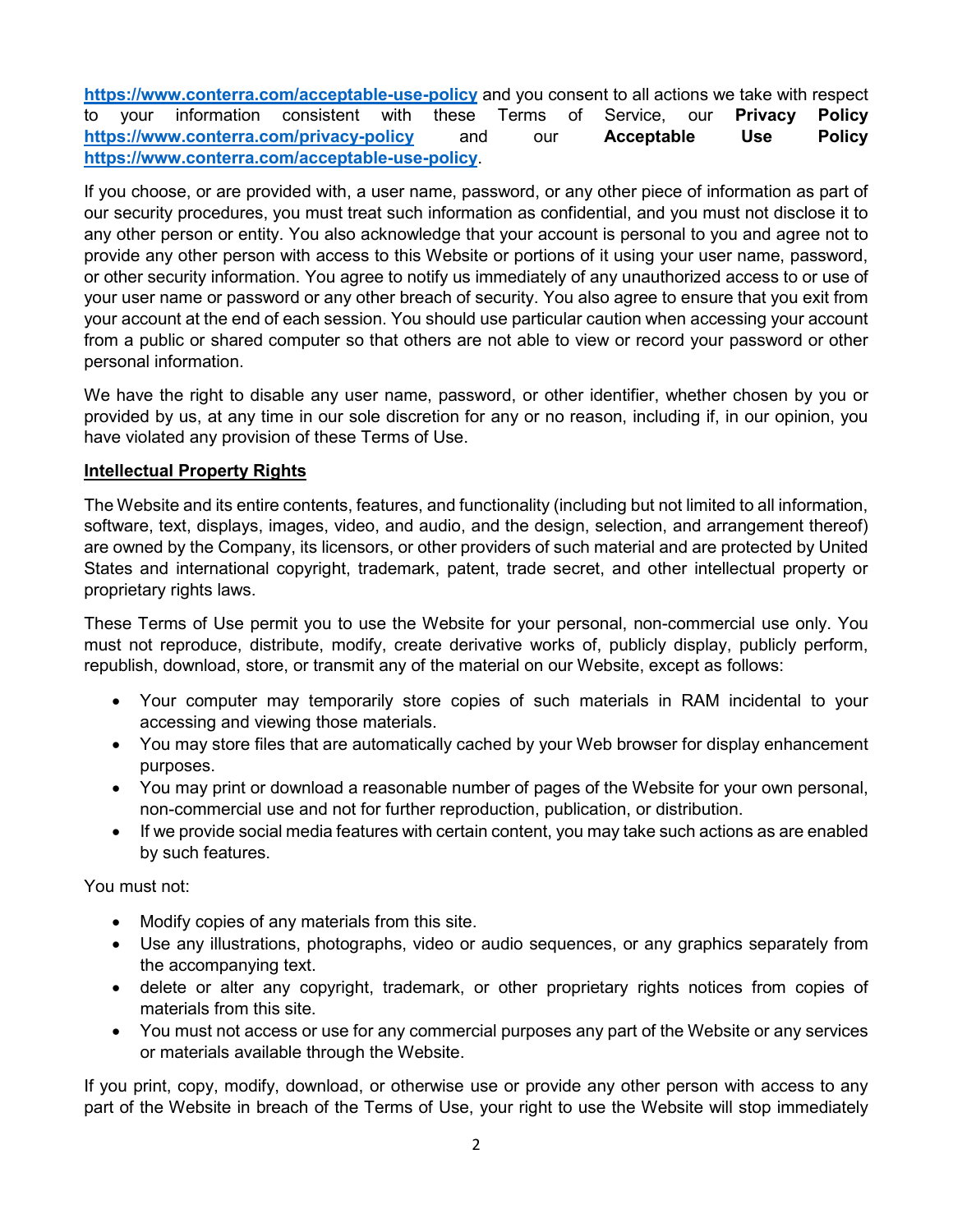**https://www.conterra.com/acceptable-use-policy** and you consent to all actions we take with respect to your information consistent with these Terms of Service, our **Privacy Policy** **https://www.conterra.com/privacy-policy** and our **Acceptable Use Policy** **https://www.conterra.com/acceptable-use-policy**.

If you choose, or are provided with, a user name, password, or any other piece of information as part of our security procedures, you must treat such information as confidential, and you must not disclose it to any other person or entity. You also acknowledge that your account is personal to you and agree not to provide any other person with access to this Website or portions of it using your user name, password, or other security information. You agree to notify us immediately of any unauthorized access to or use of your user name or password or any other breach of security. You also agree to ensure that you exit from your account at the end of each session. You should use particular caution when accessing your account from a public or shared computer so that others are not able to view or record your password or other personal information.

We have the right to disable any user name, password, or other identifier, whether chosen by you or provided by us, at any time in our sole discretion for any or no reason, including if, in our opinion, you have violated any provision of these Terms of Use.

**Intellectual Property Rights**

The Website and its entire contents, features, and functionality (including but not limited to all information, software, text, displays, images, video, and audio, and the design, selection, and arrangement thereof) are owned by the Company, its licensors, or other providers of such material and are protected by United States and international copyright, trademark, patent, trade secret, and other intellectual property or proprietary rights laws.

These Terms of Use permit you to use the Website for your personal, non-commercial use only. You must not reproduce, distribute, modify, create derivative works of, publicly display, publicly perform, republish, download, store, or transmit any of the material on our Website, except as follows:

- Your computer may temporarily store copies of such materials in RAM incidental to your accessing and viewing those materials.
- You may store files that are automatically cached by your Web browser for display enhancement purposes.
- You may print or download a reasonable number of pages of the Website for your own personal, non-commercial use and not for further reproduction, publication, or distribution.
- If we provide social media features with certain content, you may take such actions as are enabled by such features.

You must not:

- Modify copies of any materials from this site.
- Use any illustrations, photographs, video or audio sequences, or any graphics separately from the accompanying text.
- delete or alter any copyright, trademark, or other proprietary rights notices from copies of materials from this site.
- You must not access or use for any commercial purposes any part of the Website or any services or materials available through the Website.

If you print, copy, modify, download, or otherwise use or provide any other person with access to any part of the Website in breach of the Terms of Use, your right to use the Website will stop immediately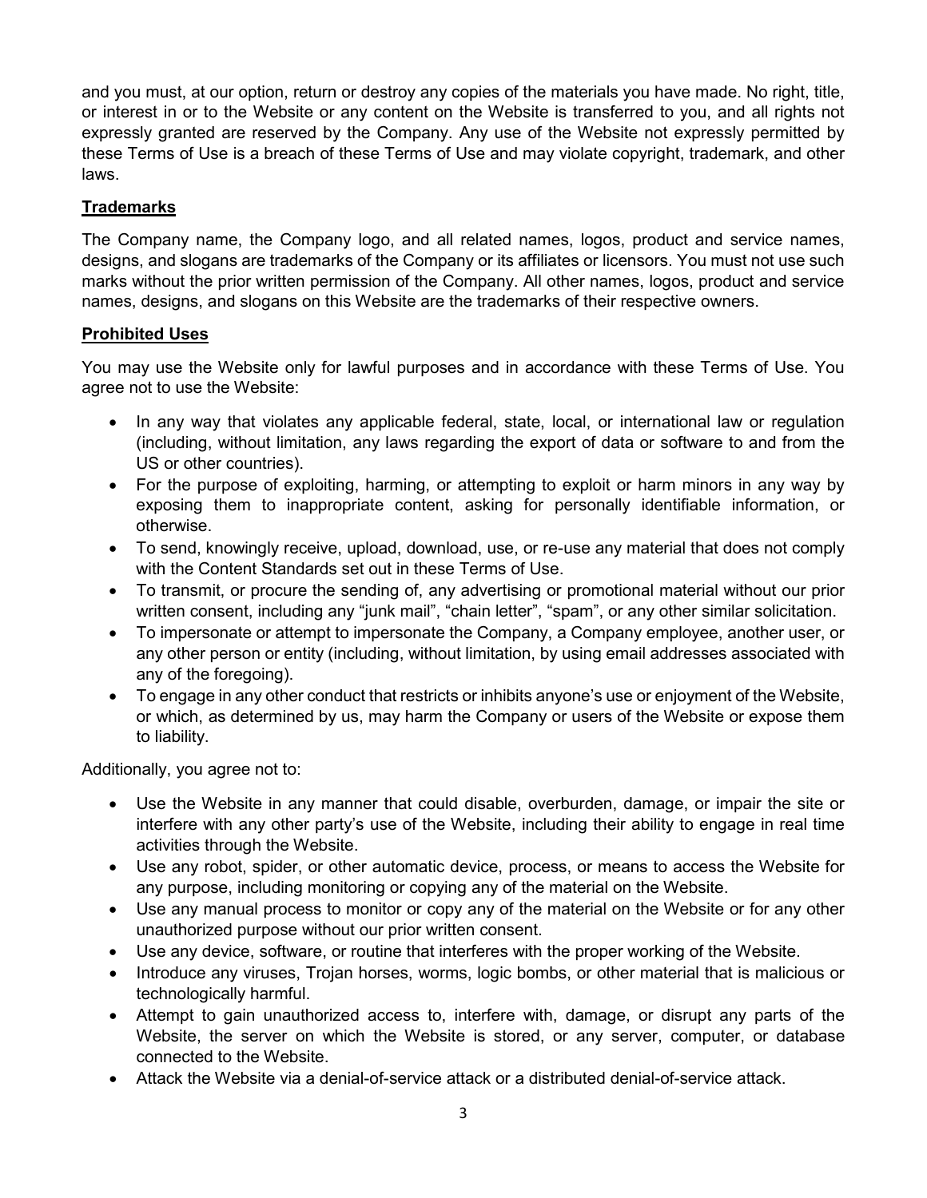and you must, at our option, return or destroy any copies of the materials you have made. No right, title, or interest in or to the Website or any content on the Website is transferred to you, and all rights not expressly granted are reserved by the Company. Any use of the Website not expressly permitted by these Terms of Use is a breach of these Terms of Use and may violate copyright, trademark, and other laws.

## Trademarks

The Company name, the Company logo, and all related names, logos, product and service names, designs, and slogans are trademarks of the Company or its affiliates or licensors. You must not use such marks without the prior written permission of the Company. All other names, logos, product and service names, designs, and slogans on this Website are the trademarks of their respective owners.

## Prohibited Uses

You may use the Website only for lawful purposes and in accordance with these Terms of Use. You agree not to use the Website:

- In any way that violates any applicable federal, state, local, or international law or regulation (including, without limitation, any laws regarding the export of data or software to and from the US or other countries).
- For the purpose of exploiting, harming, or attempting to exploit or harm minors in any way by exposing them to inappropriate content, asking for personally identifiable information, or otherwise.
- To send, knowingly receive, upload, download, use, or re-use any material that does not comply with the Content Standards set out in these Terms of Use.
- To transmit, or procure the sending of, any advertising or promotional material without our prior written consent, including any "junk mail", "chain letter", "spam", or any other similar solicitation.
- To impersonate or attempt to impersonate the Company, a Company employee, another user, or any other person or entity (including, without limitation, by using email addresses associated with any of the foregoing).
- To engage in any other conduct that restricts or inhibits anyone's use or enjoyment of the Website, or which, as determined by us, may harm the Company or users of the Website or expose them to liability.

Additionally, you agree not to:

- Use the Website in any manner that could disable, overburden, damage, or impair the site or interfere with any other party's use of the Website, including their ability to engage in real time activities through the Website.
- Use any robot, spider, or other automatic device, process, or means to access the Website for any purpose, including monitoring or copying any of the material on the Website.
- Use any manual process to monitor or copy any of the material on the Website or for any other unauthorized purpose without our prior written consent.
- Use any device, software, or routine that interferes with the proper working of the Website.
- Introduce any viruses, Trojan horses, worms, logic bombs, or other material that is malicious or technologically harmful.
- Attempt to gain unauthorized access to, interfere with, damage, or disrupt any parts of the Website, the server on which the Website is stored, or any server, computer, or database connected to the Website.
- Attack the Website via a denial-of-service attack or a distributed denial-of-service attack.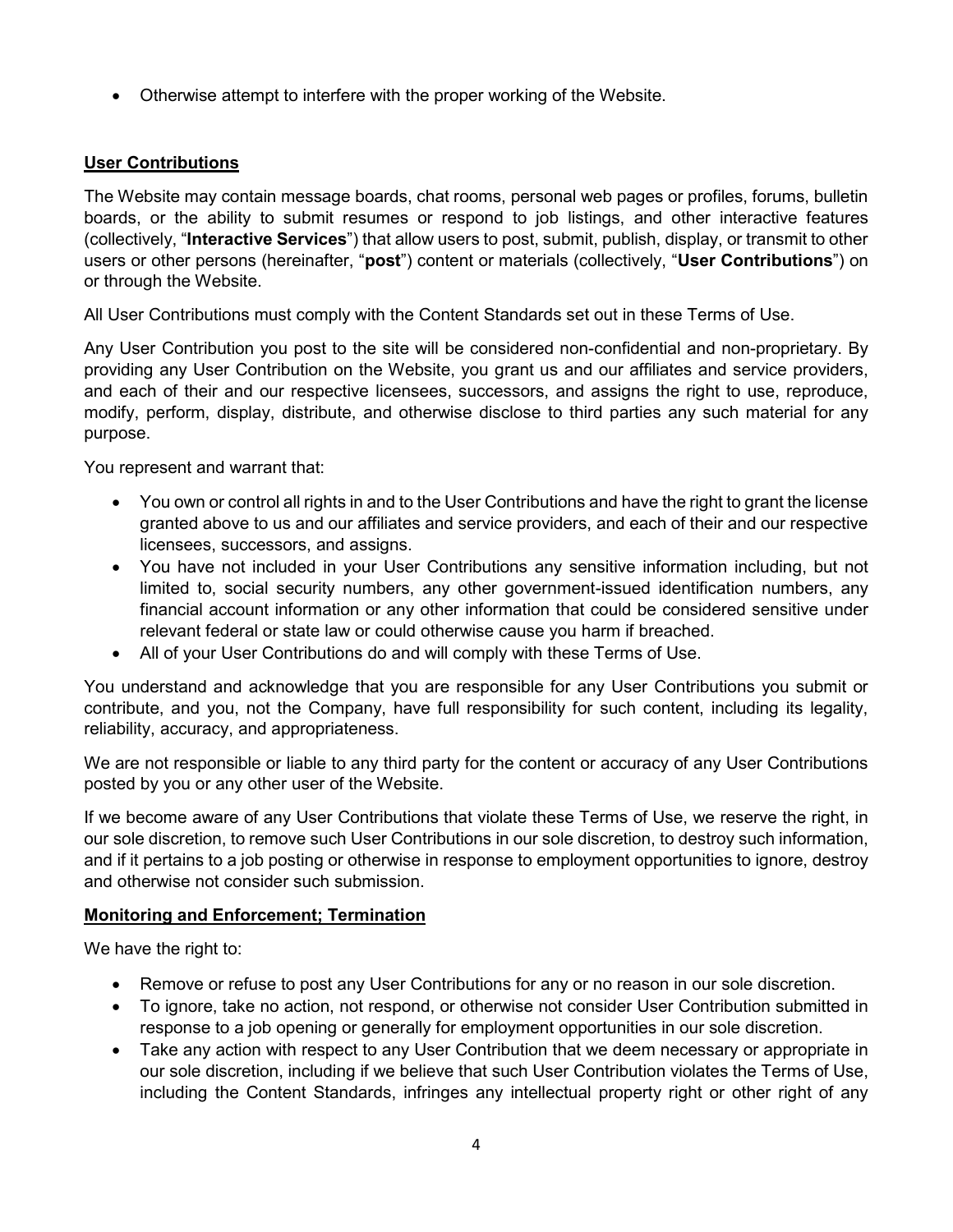- Otherwise attempt to interfere with the proper working of the Website.

**User Contributions**

The Website may contain message boards, chat rooms, personal web pages or profiles, forums, bulletin boards, or the ability to submit resumes or respond to job listings, and other interactive features (collectively, "**Interactive Services**") that allow users to post, submit, publish, display, or transmit to other users or other persons (hereinafter, "**post**") content or materials (collectively, "**User Contributions**") on or through the Website.

All User Contributions must comply with the Content Standards set out in these Terms of Use.

Any User Contribution you post to the site will be considered non-confidential and non-proprietary. By providing any User Contribution on the Website, you grant us and our affiliates and service providers, and each of their and our respective licensees, successors, and assigns the right to use, reproduce, modify, perform, display, distribute, and otherwise disclose to third parties any such material for any purpose.

You represent and warrant that:

- You own or control all rights in and to the User Contributions and have the right to grant the license granted above to us and our affiliates and service providers, and each of their and our respective licensees, successors, and assigns.
- You have not included in your User Contributions any sensitive information including, but not limited to, social security numbers, any other government-issued identification numbers, any financial account information or any other information that could be considered sensitive under relevant federal or state law or could otherwise cause you harm if breached.
- All of your User Contributions do and will comply with these Terms of Use.

You understand and acknowledge that you are responsible for any User Contributions you submit or contribute, and you, not the Company, have full responsibility for such content, including its legality, reliability, accuracy, and appropriateness.

We are not responsible or liable to any third party for the content or accuracy of any User Contributions posted by you or any other user of the Website.

If we become aware of any User Contributions that violate these Terms of Use, we reserve the right, in our sole discretion, to remove such User Contributions in our sole discretion, to destroy such information, and if it pertains to a job posting or otherwise in response to employment opportunities to ignore, destroy and otherwise not consider such submission.

**Monitoring and Enforcement; Termination**

We have the right to:

- Remove or refuse to post any User Contributions for any or no reason in our sole discretion.
- To ignore, take no action, not respond, or otherwise not consider User Contribution submitted in response to a job opening or generally for employment opportunities in our sole discretion.
- Take any action with respect to any User Contribution that we deem necessary or appropriate in our sole discretion, including if we believe that such User Contribution violates the Terms of Use, including the Content Standards, infringes any intellectual property right or other right of any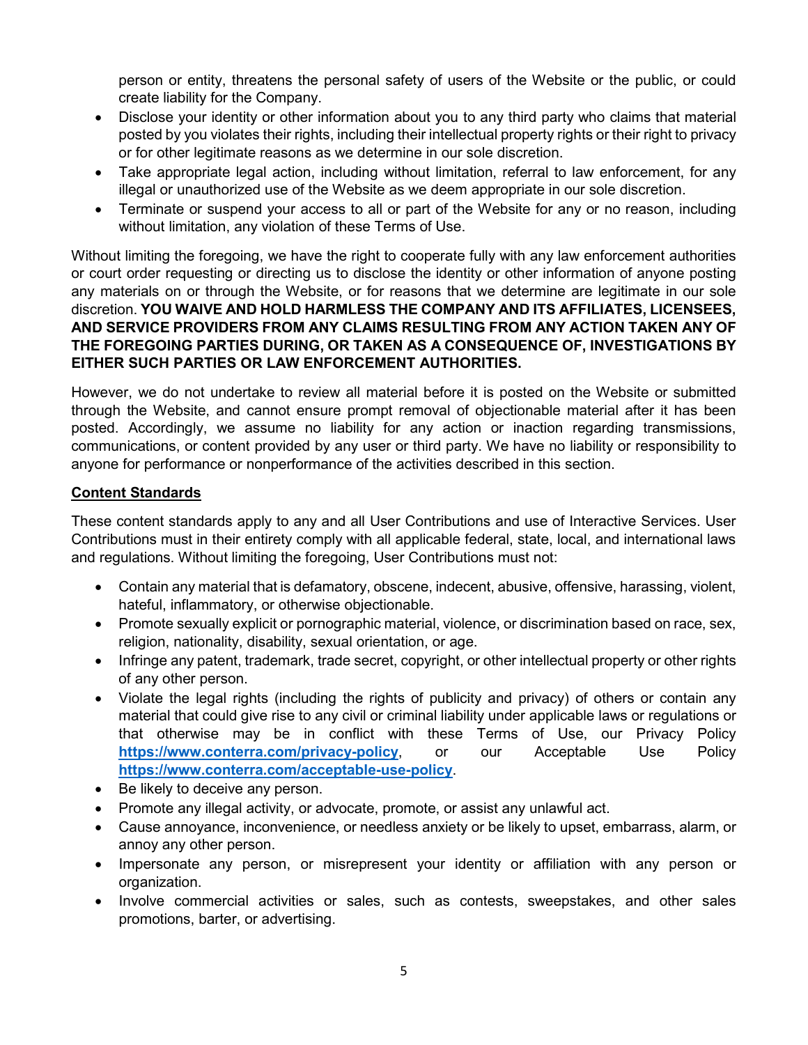person or entity, threatens the personal safety of users of the Website or the public, or could create liability for the Company.

- Disclose your identity or other information about you to any third party who claims that material posted by you violates their rights, including their intellectual property rights or their right to privacy or for other legitimate reasons as we determine in our sole discretion.
- Take appropriate legal action, including without limitation, referral to law enforcement, for any illegal or unauthorized use of the Website as we deem appropriate in our sole discretion.
- Terminate or suspend your access to all or part of the Website for any or no reason, including without limitation, any violation of these Terms of Use.

Without limiting the foregoing, we have the right to cooperate fully with any law enforcement authorities or court order requesting or directing us to disclose the identity or other information of anyone posting any materials on or through the Website, or for reasons that we determine are legitimate in our sole discretion. **YOU WAIVE AND HOLD HARMLESS THE COMPANY AND ITS AFFILIATES, LICENSEES, AND SERVICE PROVIDERS FROM ANY CLAIMS RESULTING FROM ANY ACTION TAKEN ANY OF THE FOREGOING PARTIES DURING, OR TAKEN AS A CONSEQUENCE OF, INVESTIGATIONS BY EITHER SUCH PARTIES OR LAW ENFORCEMENT AUTHORITIES.**

However, we do not undertake to review all material before it is posted on the Website or submitted through the Website, and cannot ensure prompt removal of objectionable material after it has been posted. Accordingly, we assume no liability for any action or inaction regarding transmissions, communications, or content provided by any user or third party. We have no liability or responsibility to anyone for performance or nonperformance of the activities described in this section.

## Content Standards

These content standards apply to any and all User Contributions and use of Interactive Services. User Contributions must in their entirety comply with all applicable federal, state, local, and international laws and regulations. Without limiting the foregoing, User Contributions must not:

- Contain any material that is defamatory, obscene, indecent, abusive, offensive, harassing, violent, hateful, inflammatory, or otherwise objectionable.
- Promote sexually explicit or pornographic material, violence, or discrimination based on race, sex, religion, nationality, disability, sexual orientation, or age.
- Infringe any patent, trademark, trade secret, copyright, or other intellectual property or other rights of any other person.
- Violate the legal rights (including the rights of publicity and privacy) of others or contain any material that could give rise to any civil or criminal liability under applicable laws or regulations or that otherwise may be in conflict with these Terms of Use, our Privacy Policy **https://www.conterra.com/privacy-policy**, or our Acceptable Use Policy **https://www.conterra.com/acceptable-use-policy**.
- Be likely to deceive any person.
- Promote any illegal activity, or advocate, promote, or assist any unlawful act.
- Cause annoyance, inconvenience, or needless anxiety or be likely to upset, embarrass, alarm, or annoy any other person.
- Impersonate any person, or misrepresent your identity or affiliation with any person or organization.
- Involve commercial activities or sales, such as contests, sweepstakes, and other sales promotions, barter, or advertising.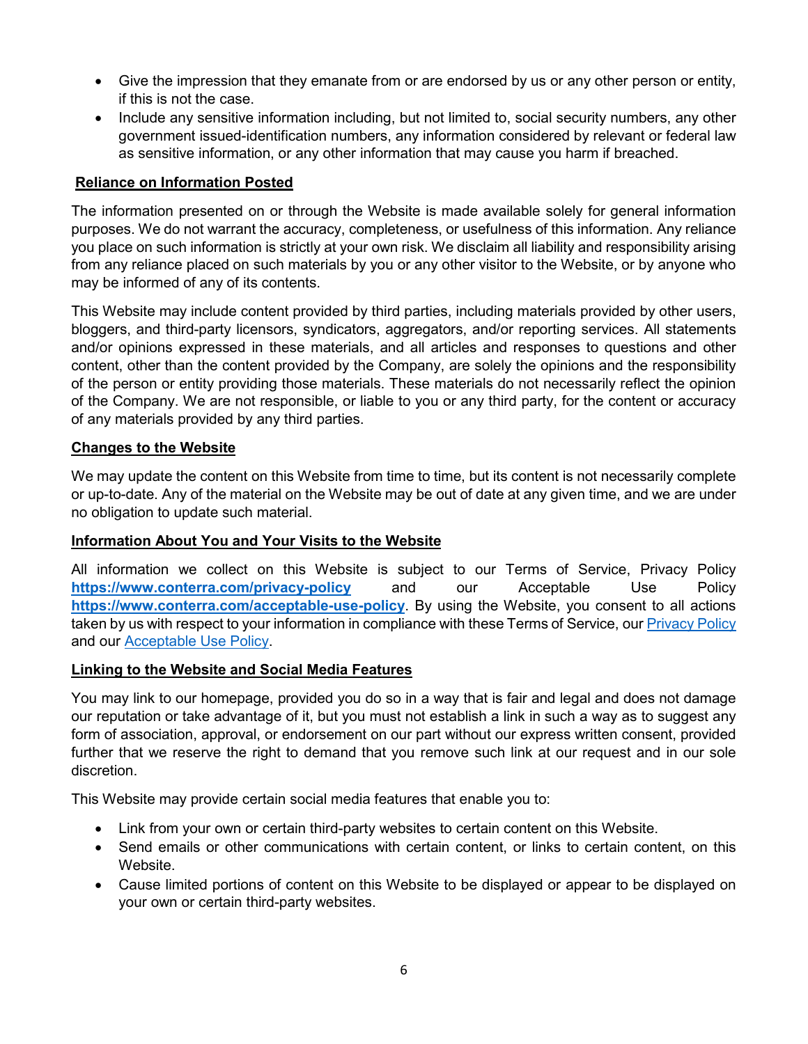- Give the impression that they emanate from or are endorsed by us or any other person or entity, if this is not the case.
- Include any sensitive information including, but not limited to, social security numbers, any other government issued-identification numbers, any information considered by relevant or federal law as sensitive information, or any other information that may cause you harm if breached.

**Reliance on Information Posted**

The information presented on or through the Website is made available solely for general information purposes. We do not warrant the accuracy, completeness, or usefulness of this information. Any reliance you place on such information is strictly at your own risk. We disclaim all liability and responsibility arising from any reliance placed on such materials by you or any other visitor to the Website, or by anyone who may be informed of any of its contents.

This Website may include content provided by third parties, including materials provided by other users, bloggers, and third-party licensors, syndicators, aggregators, and/or reporting services. All statements and/or opinions expressed in these materials, and all articles and responses to questions and other content, other than the content provided by the Company, are solely the opinions and the responsibility of the person or entity providing those materials. These materials do not necessarily reflect the opinion of the Company. We are not responsible, or liable to you or any third party, for the content or accuracy of any materials provided by any third parties.

**Changes to the Website**

We may update the content on this Website from time to time, but its content is not necessarily complete or up-to-date. Any of the material on the Website may be out of date at any given time, and we are under no obligation to update such material.

**Information About You and Your Visits to the Website**

All information we collect on this Website is subject to our Terms of Service, Privacy Policy **https://www.conterra.com/privacy-policy** and our Acceptable Use Policy **https://www.conterra.com/acceptable-use-policy**. By using the Website, you consent to all actions taken by us with respect to your information in compliance with these Terms of Service, our Privacy Policy and our Acceptable Use Policy.

**Linking to the Website and Social Media Features**

You may link to our homepage, provided you do so in a way that is fair and legal and does not damage our reputation or take advantage of it, but you must not establish a link in such a way as to suggest any form of association, approval, or endorsement on our part without our express written consent, provided further that we reserve the right to demand that you remove such link at our request and in our sole discretion.

This Website may provide certain social media features that enable you to:

- Link from your own or certain third-party websites to certain content on this Website.
- Send emails or other communications with certain content, or links to certain content, on this Website.
- Cause limited portions of content on this Website to be displayed or appear to be displayed on your own or certain third-party websites.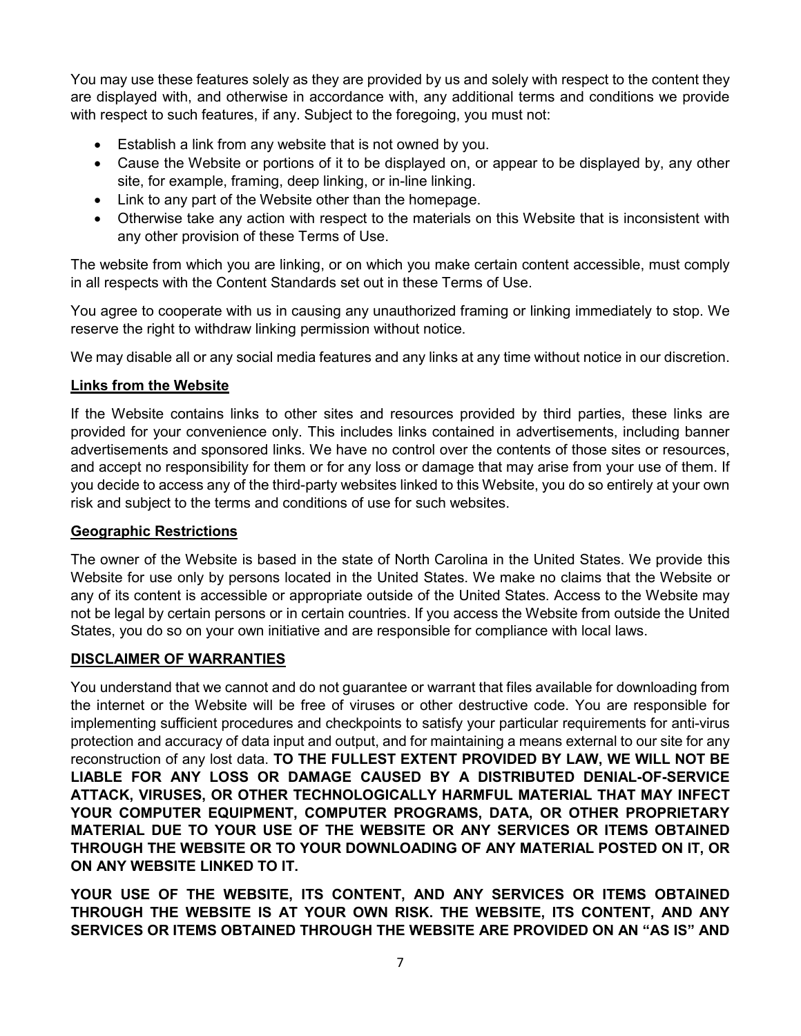You may use these features solely as they are provided by us and solely with respect to the content they are displayed with, and otherwise in accordance with, any additional terms and conditions we provide with respect to such features, if any. Subject to the foregoing, you must not:

- Establish a link from any website that is not owned by you.
- Cause the Website or portions of it to be displayed on, or appear to be displayed by, any other site, for example, framing, deep linking, or in-line linking.
- Link to any part of the Website other than the homepage.
- Otherwise take any action with respect to the materials on this Website that is inconsistent with any other provision of these Terms of Use.

The website from which you are linking, or on which you make certain content accessible, must comply in all respects with the Content Standards set out in these Terms of Use.

You agree to cooperate with us in causing any unauthorized framing or linking immediately to stop. We reserve the right to withdraw linking permission without notice.

We may disable all or any social media features and any links at any time without notice in our discretion.

**Links from the Website**

If the Website contains links to other sites and resources provided by third parties, these links are provided for your convenience only. This includes links contained in advertisements, including banner advertisements and sponsored links. We have no control over the contents of those sites or resources, and accept no responsibility for them or for any loss or damage that may arise from your use of them. If you decide to access any of the third-party websites linked to this Website, you do so entirely at your own risk and subject to the terms and conditions of use for such websites.

**Geographic Restrictions**

The owner of the Website is based in the state of North Carolina in the United States. We provide this Website for use only by persons located in the United States. We make no claims that the Website or any of its content is accessible or appropriate outside of the United States. Access to the Website may not be legal by certain persons or in certain countries. If you access the Website from outside the United States, you do so on your own initiative and are responsible for compliance with local laws.

**DISCLAIMER OF WARRANTIES**

You understand that we cannot and do not guarantee or warrant that files available for downloading from the internet or the Website will be free of viruses or other destructive code. You are responsible for implementing sufficient procedures and checkpoints to satisfy your particular requirements for anti-virus protection and accuracy of data input and output, and for maintaining a means external to our site for any reconstruction of any lost data. **TO THE FULLEST EXTENT PROVIDED BY LAW, WE WILL NOT BE LIABLE FOR ANY LOSS OR DAMAGE CAUSED BY A DISTRIBUTED DENIAL-OF-SERVICE ATTACK, VIRUSES, OR OTHER TECHNOLOGICALLY HARMFUL MATERIAL THAT MAY INFECT YOUR COMPUTER EQUIPMENT, COMPUTER PROGRAMS, DATA, OR OTHER PROPRIETARY MATERIAL DUE TO YOUR USE OF THE WEBSITE OR ANY SERVICES OR ITEMS OBTAINED THROUGH THE WEBSITE OR TO YOUR DOWNLOADING OF ANY MATERIAL POSTED ON IT, OR ON ANY WEBSITE LINKED TO IT.**

**YOUR USE OF THE WEBSITE, ITS CONTENT, AND ANY SERVICES OR ITEMS OBTAINED THROUGH THE WEBSITE IS AT YOUR OWN RISK. THE WEBSITE, ITS CONTENT, AND ANY SERVICES OR ITEMS OBTAINED THROUGH THE WEBSITE ARE PROVIDED ON AN "AS IS" AND**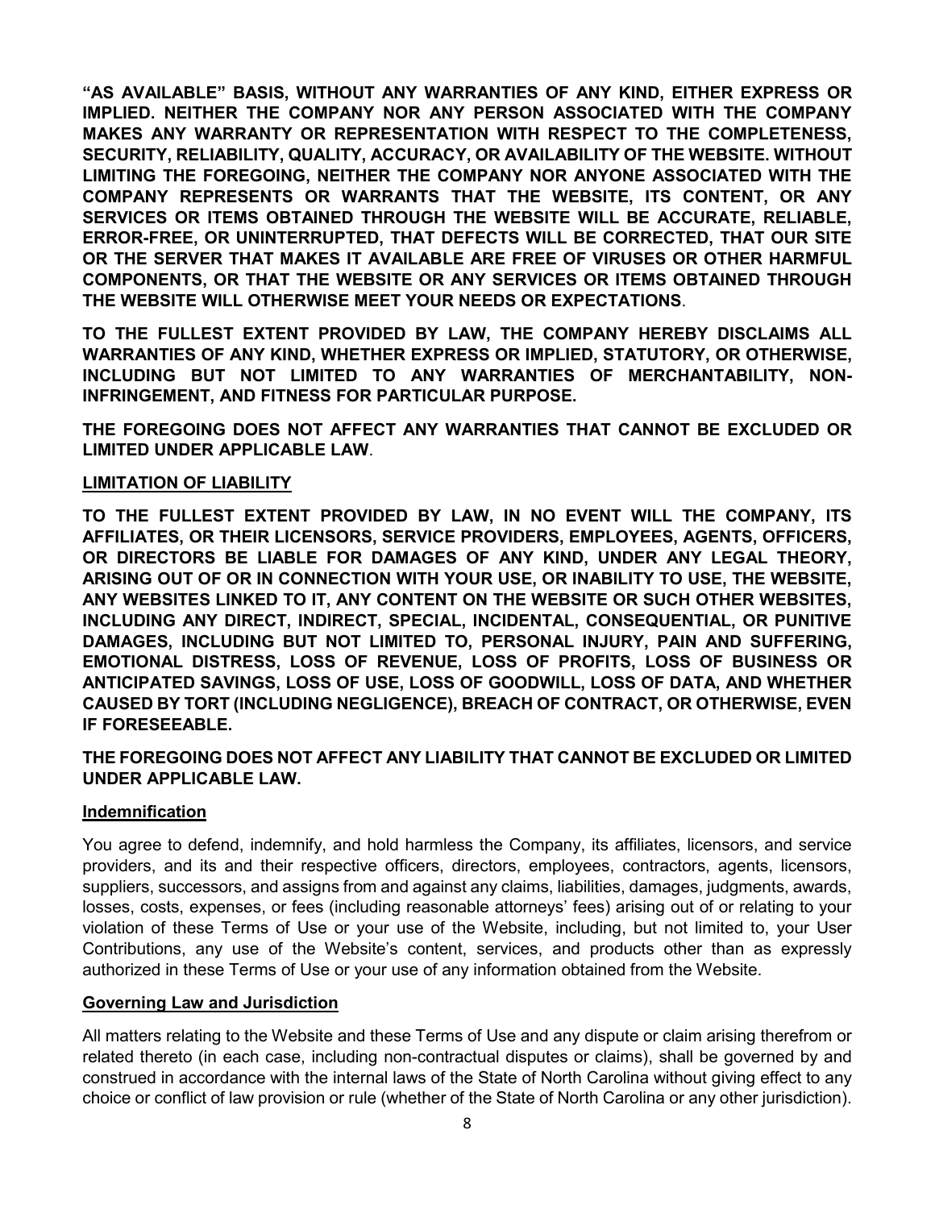**"AS AVAILABLE" BASIS, WITHOUT ANY WARRANTIES OF ANY KIND, EITHER EXPRESS OR IMPLIED. NEITHER THE COMPANY NOR ANY PERSON ASSOCIATED WITH THE COMPANY MAKES ANY WARRANTY OR REPRESENTATION WITH RESPECT TO THE COMPLETENESS, SECURITY, RELIABILITY, QUALITY, ACCURACY, OR AVAILABILITY OF THE WEBSITE. WITHOUT LIMITING THE FOREGOING, NEITHER THE COMPANY NOR ANYONE ASSOCIATED WITH THE COMPANY REPRESENTS OR WARRANTS THAT THE WEBSITE, ITS CONTENT, OR ANY SERVICES OR ITEMS OBTAINED THROUGH THE WEBSITE WILL BE ACCURATE, RELIABLE, ERROR-FREE, OR UNINTERRUPTED, THAT DEFECTS WILL BE CORRECTED, THAT OUR SITE OR THE SERVER THAT MAKES IT AVAILABLE ARE FREE OF VIRUSES OR OTHER HARMFUL COMPONENTS, OR THAT THE WEBSITE OR ANY SERVICES OR ITEMS OBTAINED THROUGH THE WEBSITE WILL OTHERWISE MEET YOUR NEEDS OR EXPECTATIONS**.

**TO THE FULLEST EXTENT PROVIDED BY LAW, THE COMPANY HEREBY DISCLAIMS ALL WARRANTIES OF ANY KIND, WHETHER EXPRESS OR IMPLIED, STATUTORY, OR OTHERWISE, INCLUDING BUT NOT LIMITED TO ANY WARRANTIES OF MERCHANTABILITY, NON-INFRINGEMENT, AND FITNESS FOR PARTICULAR PURPOSE.**

**THE FOREGOING DOES NOT AFFECT ANY WARRANTIES THAT CANNOT BE EXCLUDED OR LIMITED UNDER APPLICABLE LAW**.

## LIMITATION OF LIABILITY

**TO THE FULLEST EXTENT PROVIDED BY LAW, IN NO EVENT WILL THE COMPANY, ITS AFFILIATES, OR THEIR LICENSORS, SERVICE PROVIDERS, EMPLOYEES, AGENTS, OFFICERS, OR DIRECTORS BE LIABLE FOR DAMAGES OF ANY KIND, UNDER ANY LEGAL THEORY, ARISING OUT OF OR IN CONNECTION WITH YOUR USE, OR INABILITY TO USE, THE WEBSITE, ANY WEBSITES LINKED TO IT, ANY CONTENT ON THE WEBSITE OR SUCH OTHER WEBSITES, INCLUDING ANY DIRECT, INDIRECT, SPECIAL, INCIDENTAL, CONSEQUENTIAL, OR PUNITIVE DAMAGES, INCLUDING BUT NOT LIMITED TO, PERSONAL INJURY, PAIN AND SUFFERING, EMOTIONAL DISTRESS, LOSS OF REVENUE, LOSS OF PROFITS, LOSS OF BUSINESS OR ANTICIPATED SAVINGS, LOSS OF USE, LOSS OF GOODWILL, LOSS OF DATA, AND WHETHER CAUSED BY TORT (INCLUDING NEGLIGENCE), BREACH OF CONTRACT, OR OTHERWISE, EVEN IF FORESEEABLE.**

**THE FOREGOING DOES NOT AFFECT ANY LIABILITY THAT CANNOT BE EXCLUDED OR LIMITED UNDER APPLICABLE LAW.**

## Indemnification

You agree to defend, indemnify, and hold harmless the Company, its affiliates, licensors, and service providers, and its and their respective officers, directors, employees, contractors, agents, licensors, suppliers, successors, and assigns from and against any claims, liabilities, damages, judgments, awards, losses, costs, expenses, or fees (including reasonable attorneys' fees) arising out of or relating to your violation of these Terms of Use or your use of the Website, including, but not limited to, your User Contributions, any use of the Website's content, services, and products other than as expressly authorized in these Terms of Use or your use of any information obtained from the Website.

## Governing Law and Jurisdiction

All matters relating to the Website and these Terms of Use and any dispute or claim arising therefrom or related thereto (in each case, including non-contractual disputes or claims), shall be governed by and construed in accordance with the internal laws of the State of North Carolina without giving effect to any choice or conflict of law provision or rule (whether of the State of North Carolina or any other jurisdiction).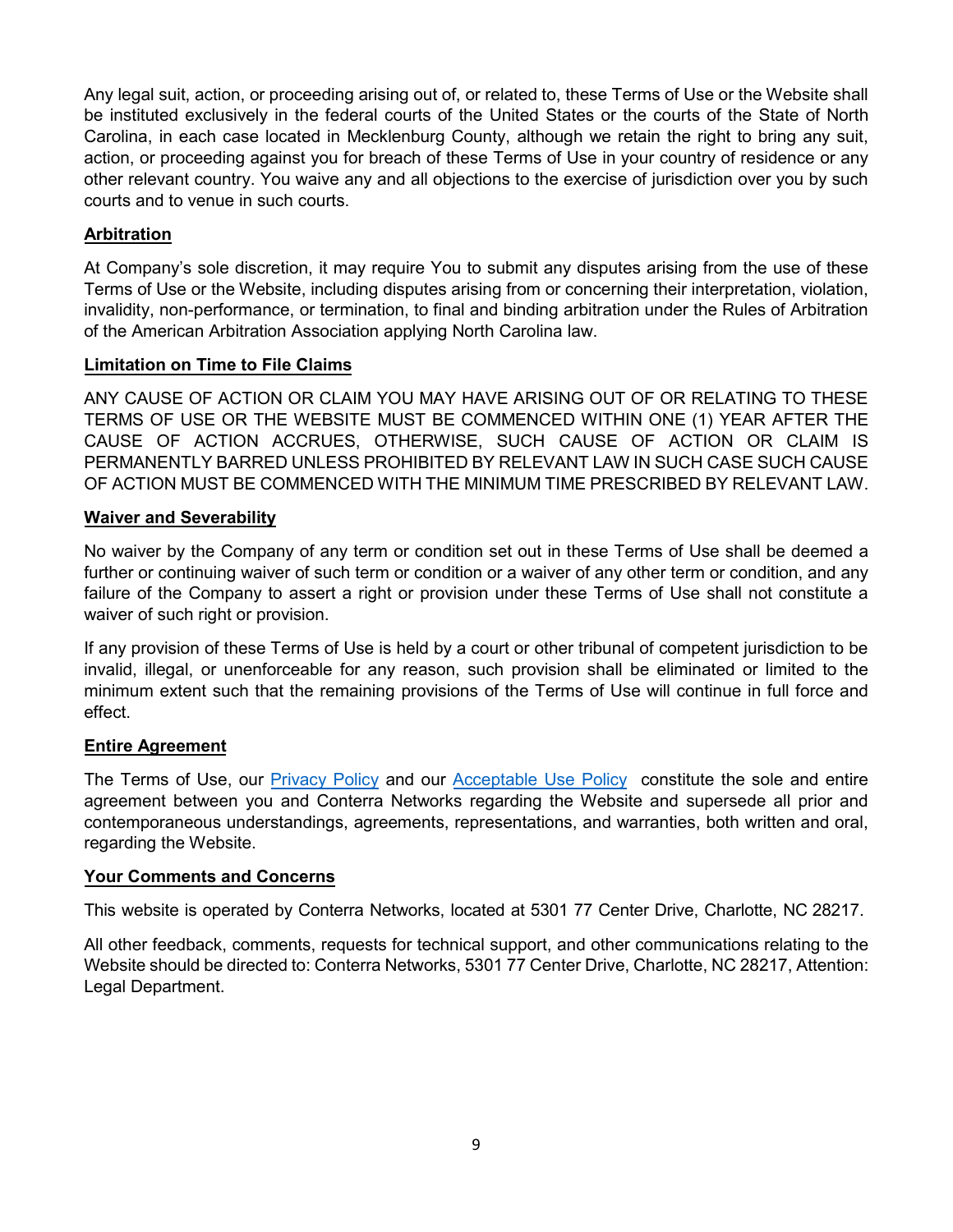Any legal suit, action, or proceeding arising out of, or related to, these Terms of Use or the Website shall be instituted exclusively in the federal courts of the United States or the courts of the State of North Carolina, in each case located in Mecklenburg County, although we retain the right to bring any suit, action, or proceeding against you for breach of these Terms of Use in your country of residence or any other relevant country. You waive any and all objections to the exercise of jurisdiction over you by such courts and to venue in such courts.

**Arbitration**

At Company's sole discretion, it may require You to submit any disputes arising from the use of these Terms of Use or the Website, including disputes arising from or concerning their interpretation, violation, invalidity, non-performance, or termination, to final and binding arbitration under the Rules of Arbitration of the American Arbitration Association applying North Carolina law.

**Limitation on Time to File Claims**

ANY CAUSE OF ACTION OR CLAIM YOU MAY HAVE ARISING OUT OF OR RELATING TO THESE TERMS OF USE OR THE WEBSITE MUST BE COMMENCED WITHIN ONE (1) YEAR AFTER THE CAUSE OF ACTION ACCRUES, OTHERWISE, SUCH CAUSE OF ACTION OR CLAIM IS PERMANENTLY BARRED UNLESS PROHIBITED BY RELEVANT LAW IN SUCH CASE SUCH CAUSE OF ACTION MUST BE COMMENCED WITH THE MINIMUM TIME PRESCRIBED BY RELEVANT LAW.

**Waiver and Severability**

No waiver by the Company of any term or condition set out in these Terms of Use shall be deemed a further or continuing waiver of such term or condition or a waiver of any other term or condition, and any failure of the Company to assert a right or provision under these Terms of Use shall not constitute a waiver of such right or provision.

If any provision of these Terms of Use is held by a court or other tribunal of competent jurisdiction to be invalid, illegal, or unenforceable for any reason, such provision shall be eliminated or limited to the minimum extent such that the remaining provisions of the Terms of Use will continue in full force and effect.

**Entire Agreement**

The Terms of Use, our Privacy Policy and our Acceptable Use Policy constitute the sole and entire agreement between you and Conterra Networks regarding the Website and supersede all prior and contemporaneous understandings, agreements, representations, and warranties, both written and oral, regarding the Website.

**Your Comments and Concerns**

This website is operated by Conterra Networks, located at 5301 77 Center Drive, Charlotte, NC 28217.

All other feedback, comments, requests for technical support, and other communications relating to the Website should be directed to: Conterra Networks, 5301 77 Center Drive, Charlotte, NC 28217, Attention: Legal Department.